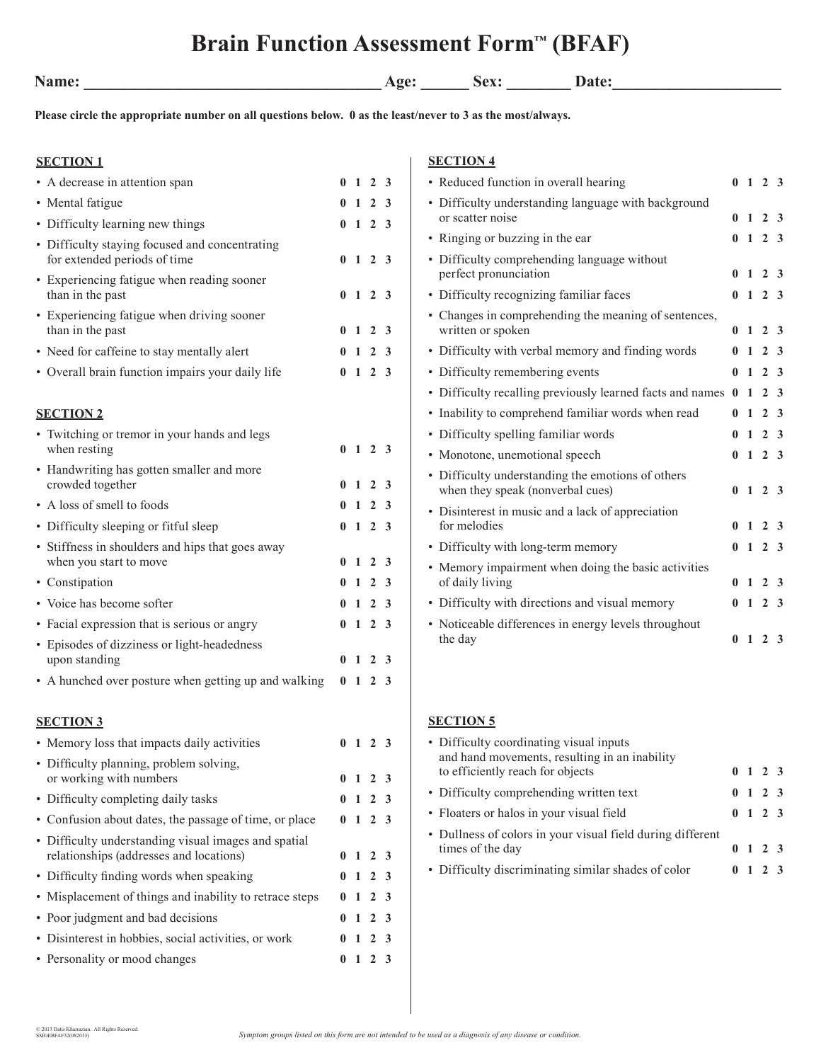# Brain Function Assessment Form™ (BFAF)

**Name:** ____________________________________ **Age:** ______ **Sex:** ________ **Date:**_____________________

**Please circle the appropriate number on all questions below. 0 as the least/never to 3 as the most/always.**

## SECTION 1

| | |
|---|---|
| • A decrease in attention span | **0 1 2 3** |
| • Mental fatigue | **0 1 2 3** |
| • Difficulty learning new things | **0 1 2 3** |
| • Difficulty staying focused and concentrating for extended periods of time | **0 1 2 3** |
| • Experiencing fatigue when reading sooner than in the past | **0 1 2 3** |
| • Experiencing fatigue when driving sooner than in the past | **0 1 2 3** |
| • Need for caffeine to stay mentally alert | **0 1 2 3** |
| • Overall brain function impairs your daily life | **0 1 2 3** |

## SECTION 2

| | |
|---|---|
| • Twitching or tremor in your hands and legs when resting | **0 1 2 3** |
| • Handwriting has gotten smaller and more crowded together | **0 1 2 3** |
| • A loss of smell to foods | **0 1 2 3** |
| • Difficulty sleeping or fitful sleep | **0 1 2 3** |
| • Stiffness in shoulders and hips that goes away when you start to move | **0 1 2 3** |
| • Constipation | **0 1 2 3** |
| • Voice has become softer | **0 1 2 3** |
| • Facial expression that is serious or angry | **0 1 2 3** |
| • Episodes of dizziness or light-headedness upon standing | **0 1 2 3** |
| • A hunched over posture when getting up and walking | **0 1 2 3** |

## SECTION 3

| | |
|---|---|
| • Memory loss that impacts daily activities | **0 1 2 3** |
| • Difficulty planning, problem solving, or working with numbers | **0 1 2 3** |
| • Difficulty completing daily tasks | **0 1 2 3** |
| • Confusion about dates, the passage of time, or place | **0 1 2 3** |
| • Difficulty understanding visual images and spatial relationships (addresses and locations) | **0 1 2 3** |
| • Difficulty finding words when speaking | **0 1 2 3** |
| • Misplacement of things and inability to retrace steps | **0 1 2 3** |
| • Poor judgment and bad decisions | **0 1 2 3** |
| • Disinterest in hobbies, social activities, or work | **0 1 2 3** |
| • Personality or mood changes | **0 1 2 3** |

## SECTION 4

| | |
|---|---|
| • Reduced function in overall hearing | **0 1 2 3** |
| • Difficulty understanding language with background or scatter noise | **0 1 2 3** |
| • Ringing or buzzing in the ear | **0 1 2 3** |
| • Difficulty comprehending language without perfect pronunciation | **0 1 2 3** |
| • Difficulty recognizing familiar faces | **0 1 2 3** |
| • Changes in comprehending the meaning of sentences, written or spoken | **0 1 2 3** |
| • Difficulty with verbal memory and finding words | **0 1 2 3** |
| • Difficulty remembering events | **0 1 2 3** |
| • Difficulty recalling previously learned facts and names | **0 1 2 3** |
| • Inability to comprehend familiar words when read | **0 1 2 3** |
| • Difficulty spelling familiar words | **0 1 2 3** |
| • Monotone, unemotional speech | **0 1 2 3** |
| • Difficulty understanding the emotions of others when they speak (nonverbal cues) | **0 1 2 3** |
| • Disinterest in music and a lack of appreciation for melodies | **0 1 2 3** |
| • Difficulty with long-term memory | **0 1 2 3** |
| • Memory impairment when doing the basic activities of daily living | **0 1 2 3** |
| • Difficulty with directions and visual memory | **0 1 2 3** |
| • Noticeable differences in energy levels throughout the day | **0 1 2 3** |

## SECTION 5

| | |
|---|---|
| • Difficulty coordinating visual inputs and hand movements, resulting in an inability to efficiently reach for objects | **0 1 2 3** |
| • Difficulty comprehending written text | **0 1 2 3** |
| • Floaters or halos in your visual field | **0 1 2 3** |
| • Dullness of colors in your visual field during different times of the day | **0 1 2 3** |
| • Difficulty discriminating similar shades of color | **0 1 2 3** |

© 2013 Datis Kharrazian. All Rights Reserved.
SMGEBFAF32(082013)

*Symptom groups listed on this form are not intended to be used as a diagnosis of any disease or condition.*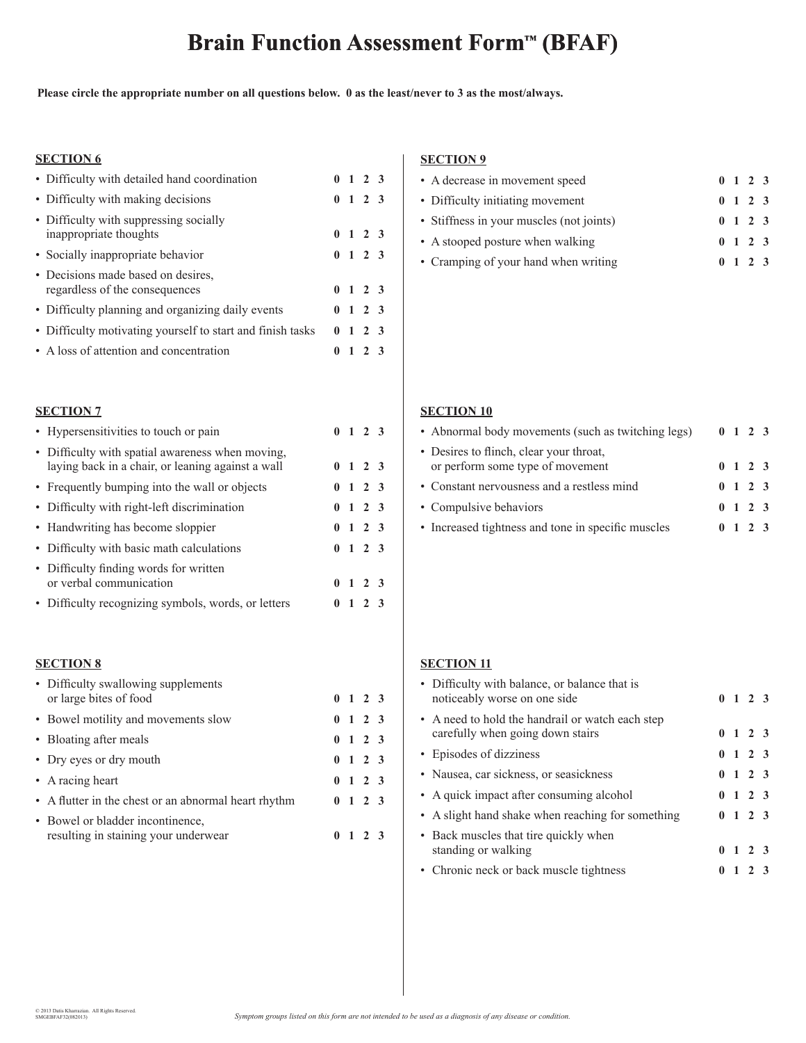# Brain Function Assessment Form™ (BFAF)

**Please circle the appropriate number on all questions below. 0 as the least/never to 3 as the most/always.**

**SECTION 6**

| | |
|---|---|
| • Difficulty with detailed hand coordination | **0 1 2 3** |
| • Difficulty with making decisions | **0 1 2 3** |
| • Difficulty with suppressing socially inappropriate thoughts | **0 1 2 3** |
| • Socially inappropriate behavior | **0 1 2 3** |
| • Decisions made based on desires, regardless of the consequences | **0 1 2 3** |
| • Difficulty planning and organizing daily events | **0 1 2 3** |
| • Difficulty motivating yourself to start and finish tasks | **0 1 2 3** |
| • A loss of attention and concentration | **0 1 2 3** |

**SECTION 7**

| | |
|---|---|
| • Hypersensitivities to touch or pain | **0 1 2 3** |
| • Difficulty with spatial awareness when moving, laying back in a chair, or leaning against a wall | **0 1 2 3** |
| • Frequently bumping into the wall or objects | **0 1 2 3** |
| • Difficulty with right-left discrimination | **0 1 2 3** |
| • Handwriting has become sloppier | **0 1 2 3** |
| • Difficulty with basic math calculations | **0 1 2 3** |
| • Difficulty finding words for written or verbal communication | **0 1 2 3** |
| • Difficulty recognizing symbols, words, or letters | **0 1 2 3** |

**SECTION 8**

| | |
|---|---|
| • Difficulty swallowing supplements or large bites of food | **0 1 2 3** |
| • Bowel motility and movements slow | **0 1 2 3** |
| • Bloating after meals | **0 1 2 3** |
| • Dry eyes or dry mouth | **0 1 2 3** |
| • A racing heart | **0 1 2 3** |
| • A flutter in the chest or an abnormal heart rhythm | **0 1 2 3** |
| • Bowel or bladder incontinence, resulting in staining your underwear | **0 1 2 3** |

**SECTION 9**

| | |
|---|---|
| • A decrease in movement speed | **0 1 2 3** |
| • Difficulty initiating movement | **0 1 2 3** |
| • Stiffness in your muscles (not joints) | **0 1 2 3** |
| • A stooped posture when walking | **0 1 2 3** |
| • Cramping of your hand when writing | **0 1 2 3** |

**SECTION 10**

| | |
|---|---|
| • Abnormal body movements (such as twitching legs) | **0 1 2 3** |
| • Desires to flinch, clear your throat, or perform some type of movement | **0 1 2 3** |
| • Constant nervousness and a restless mind | **0 1 2 3** |
| • Compulsive behaviors | **0 1 2 3** |
| • Increased tightness and tone in specific muscles | **0 1 2 3** |

**SECTION 11**

| | |
|---|---|
| • Difficulty with balance, or balance that is noticeably worse on one side | **0 1 2 3** |
| • A need to hold the handrail or watch each step carefully when going down stairs | **0 1 2 3** |
| • Episodes of dizziness | **0 1 2 3** |
| • Nausea, car sickness, or seasickness | **0 1 2 3** |
| • A quick impact after consuming alcohol | **0 1 2 3** |
| • A slight hand shake when reaching for something | **0 1 2 3** |
| • Back muscles that tire quickly when standing or walking | **0 1 2 3** |
| • Chronic neck or back muscle tightness | **0 1 2 3** |

© 2013 Datis Kharrazian. All Rights Reserved.
SMGEBFAF32(082013)

*Symptom groups listed on this form are not intended to be used as a diagnosis of any disease or condition.*